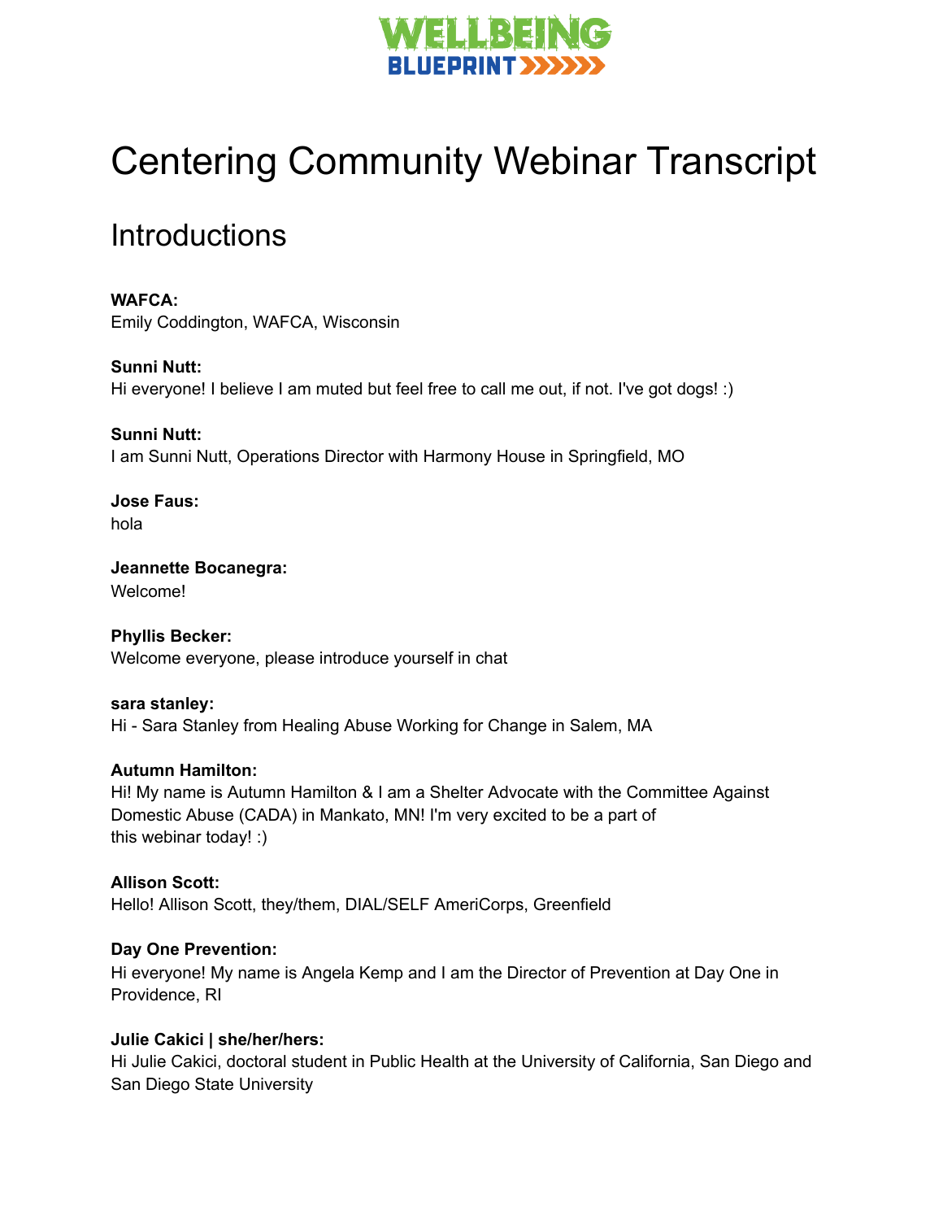# Centering Community Webinar Transcript

## Introductions

**WAFCA:**
Emily Coddington, WAFCA, Wisconsin

**Sunni Nutt:**
Hi everyone! I believe I am muted but feel free to call me out, if not. I've got dogs! :)

**Sunni Nutt:**
I am Sunni Nutt, Operations Director with Harmony House in Springfield, MO

**Jose Faus:**
hola

**Jeannette Bocanegra:**
Welcome!

**Phyllis Becker:**
Welcome everyone, please introduce yourself in chat

**sara stanley:**
Hi - Sara Stanley from Healing Abuse Working for Change in Salem, MA

**Autumn Hamilton:**
Hi! My name is Autumn Hamilton & I am a Shelter Advocate with the Committee Against Domestic Abuse (CADA) in Mankato, MN! I'm very excited to be a part of this webinar today! :)

**Allison Scott:**
Hello! Allison Scott, they/them, DIAL/SELF AmeriCorps, Greenfield

**Day One Prevention:**
Hi everyone! My name is Angela Kemp and I am the Director of Prevention at Day One in Providence, RI

**Julie Cakici | she/her/hers:**
Hi Julie Cakici, doctoral student in Public Health at the University of California, San Diego and San Diego State University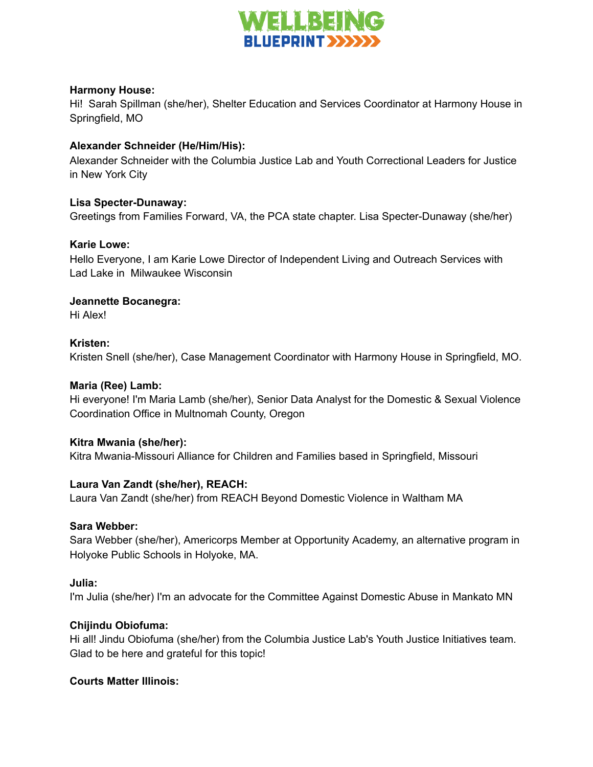**Harmony House:**
Hi!  Sarah Spillman (she/her), Shelter Education and Services Coordinator at Harmony House in Springfield, MO

**Alexander Schneider (He/Him/His):**
Alexander Schneider with the Columbia Justice Lab and Youth Correctional Leaders for Justice in New York City

**Lisa Specter-Dunaway:**
Greetings from Families Forward, VA, the PCA state chapter. Lisa Specter-Dunaway (she/her)

**Karie Lowe:**
Hello Everyone, I am Karie Lowe Director of Independent Living and Outreach Services with Lad Lake in  Milwaukee Wisconsin

**Jeannette Bocanegra:**
Hi Alex!

**Kristen:**
Kristen Snell (she/her), Case Management Coordinator with Harmony House in Springfield, MO.

**Maria (Ree) Lamb:**
Hi everyone! I'm Maria Lamb (she/her), Senior Data Analyst for the Domestic & Sexual Violence Coordination Office in Multnomah County, Oregon

**Kitra Mwania (she/her):**
Kitra Mwania-Missouri Alliance for Children and Families based in Springfield, Missouri

**Laura Van Zandt (she/her), REACH:**
Laura Van Zandt (she/her) from REACH Beyond Domestic Violence in Waltham MA

**Sara Webber:**
Sara Webber (she/her), Americorps Member at Opportunity Academy, an alternative program in Holyoke Public Schools in Holyoke, MA.

**Julia:**
I'm Julia (she/her) I'm an advocate for the Committee Against Domestic Abuse in Mankato MN

**Chijindu Obiofuma:**
Hi all! Jindu Obiofuma (she/her) from the Columbia Justice Lab's Youth Justice Initiatives team. Glad to be here and grateful for this topic!

**Courts Matter Illinois:**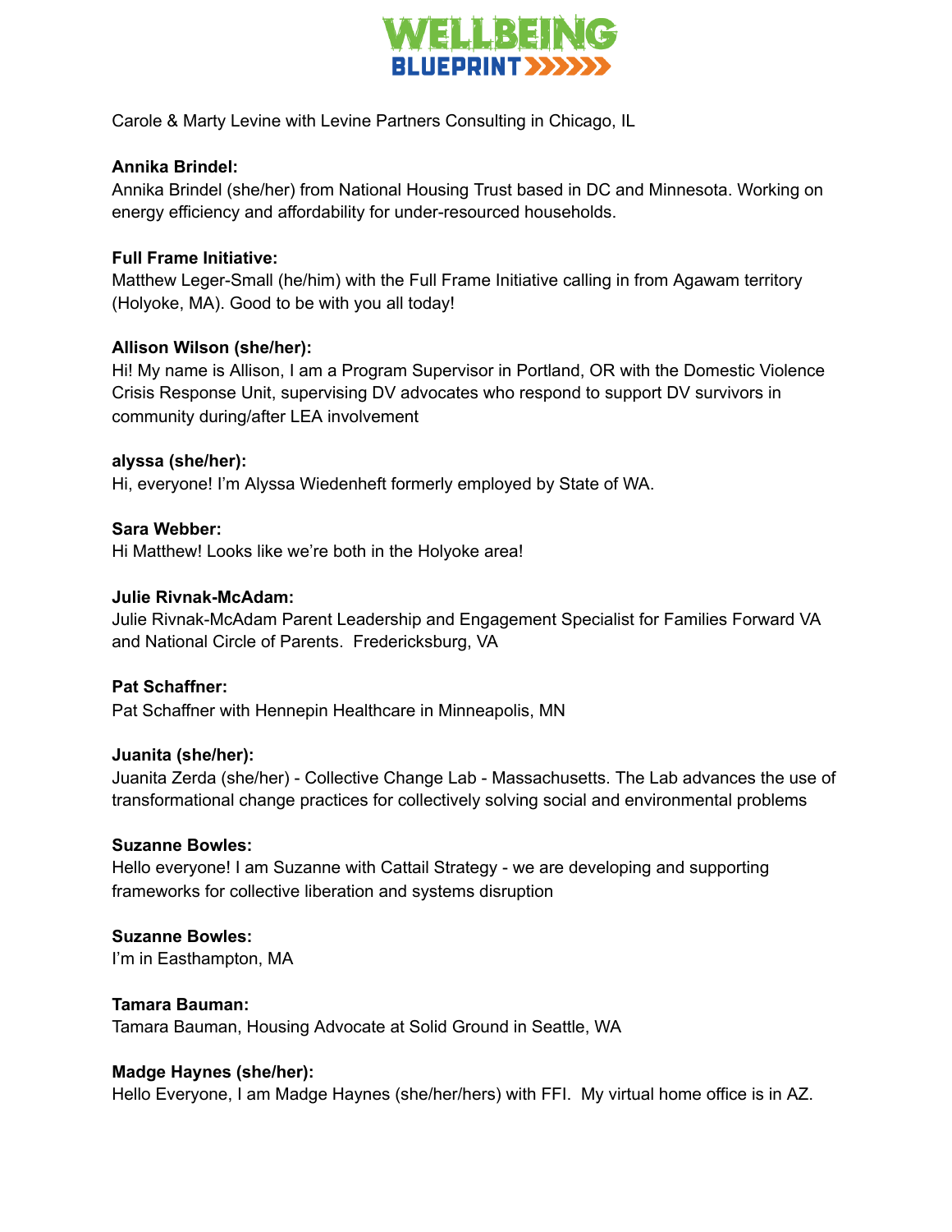Carole & Marty Levine with Levine Partners Consulting in Chicago, IL

**Annika Brindel:**
Annika Brindel (she/her) from National Housing Trust based in DC and Minnesota. Working on energy efficiency and affordability for under-resourced households.

**Full Frame Initiative:**
Matthew Leger-Small (he/him) with the Full Frame Initiative calling in from Agawam territory (Holyoke, MA). Good to be with you all today!

**Allison Wilson (she/her):**
Hi! My name is Allison, I am a Program Supervisor in Portland, OR with the Domestic Violence Crisis Response Unit, supervising DV advocates who respond to support DV survivors in community during/after LEA involvement

**alyssa (she/her):**
Hi, everyone! I'm Alyssa Wiedenheft formerly employed by State of WA.

**Sara Webber:**
Hi Matthew! Looks like we're both in the Holyoke area!

**Julie Rivnak-McAdam:**
Julie Rivnak-McAdam Parent Leadership and Engagement Specialist for Families Forward VA and National Circle of Parents. Fredericksburg, VA

**Pat Schaffner:**
Pat Schaffner with Hennepin Healthcare in Minneapolis, MN

**Juanita (she/her):**
Juanita Zerda (she/her) - Collective Change Lab - Massachusetts. The Lab advances the use of transformational change practices for collectively solving social and environmental problems

**Suzanne Bowles:**
Hello everyone! I am Suzanne with Cattail Strategy - we are developing and supporting frameworks for collective liberation and systems disruption

**Suzanne Bowles:**
I'm in Easthampton, MA

**Tamara Bauman:**
Tamara Bauman, Housing Advocate at Solid Ground in Seattle, WA

**Madge Haynes (she/her):**
Hello Everyone, I am Madge Haynes (she/her/hers) with FFI. My virtual home office is in AZ.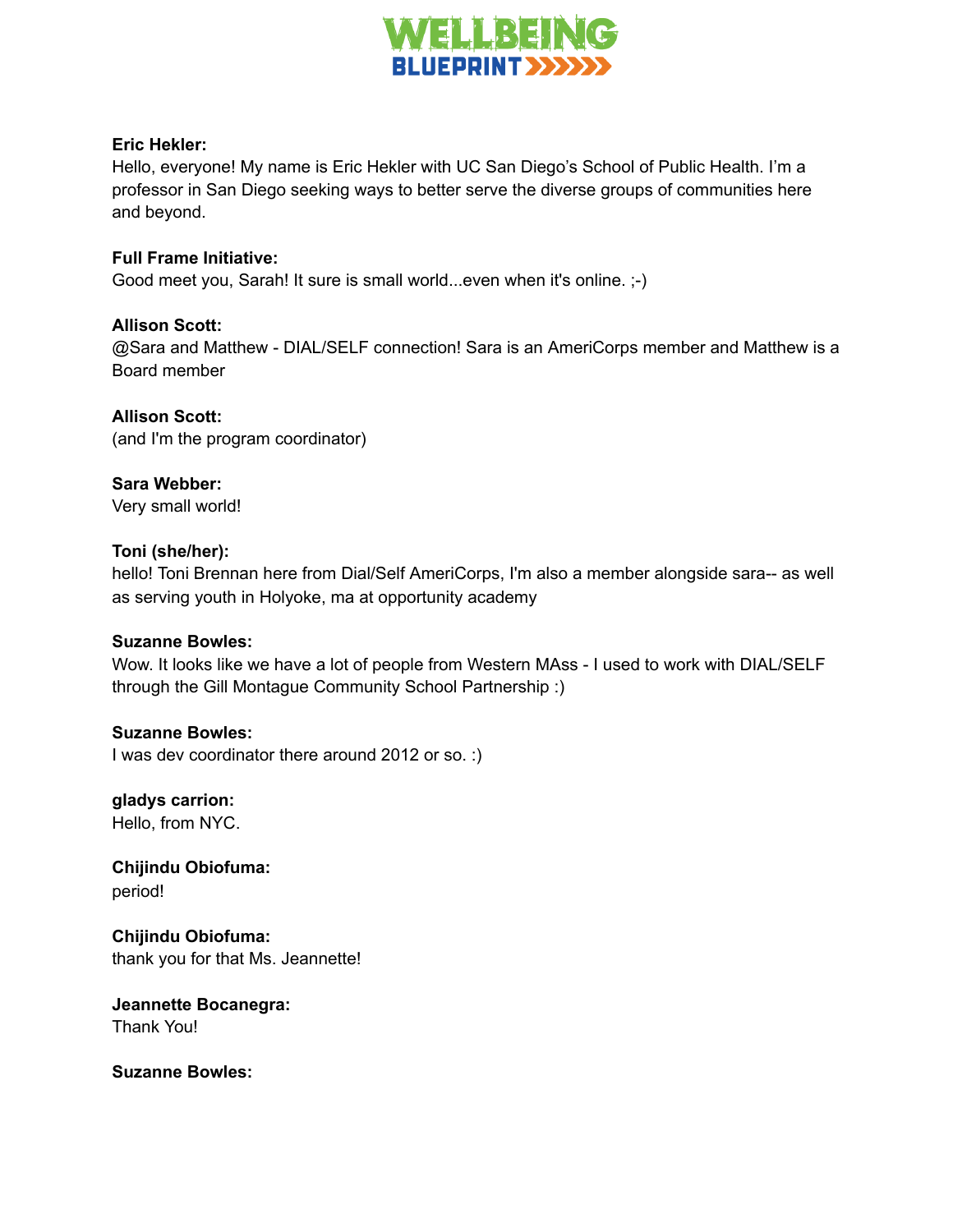**Eric Hekler:**
Hello, everyone! My name is Eric Hekler with UC San Diego's School of Public Health. I'm a professor in San Diego seeking ways to better serve the diverse groups of communities here and beyond.

**Full Frame Initiative:**
Good meet you, Sarah! It sure is small world...even when it's online. ;-)

**Allison Scott:**
@Sara and Matthew - DIAL/SELF connection! Sara is an AmeriCorps member and Matthew is a Board member

**Allison Scott:**
(and I'm the program coordinator)

**Sara Webber:**
Very small world!

**Toni (she/her):**
hello! Toni Brennan here from Dial/Self AmeriCorps, I'm also a member alongside sara-- as well as serving youth in Holyoke, ma at opportunity academy

**Suzanne Bowles:**
Wow. It looks like we have a lot of people from Western MAss - I used to work with DIAL/SELF through the Gill Montague Community School Partnership :)

**Suzanne Bowles:**
I was dev coordinator there around 2012 or so. :)

**gladys carrion:**
Hello, from NYC.

**Chijindu Obiofuma:**
period!

**Chijindu Obiofuma:**
thank you for that Ms. Jeannette!

**Jeannette Bocanegra:**
Thank You!

**Suzanne Bowles:**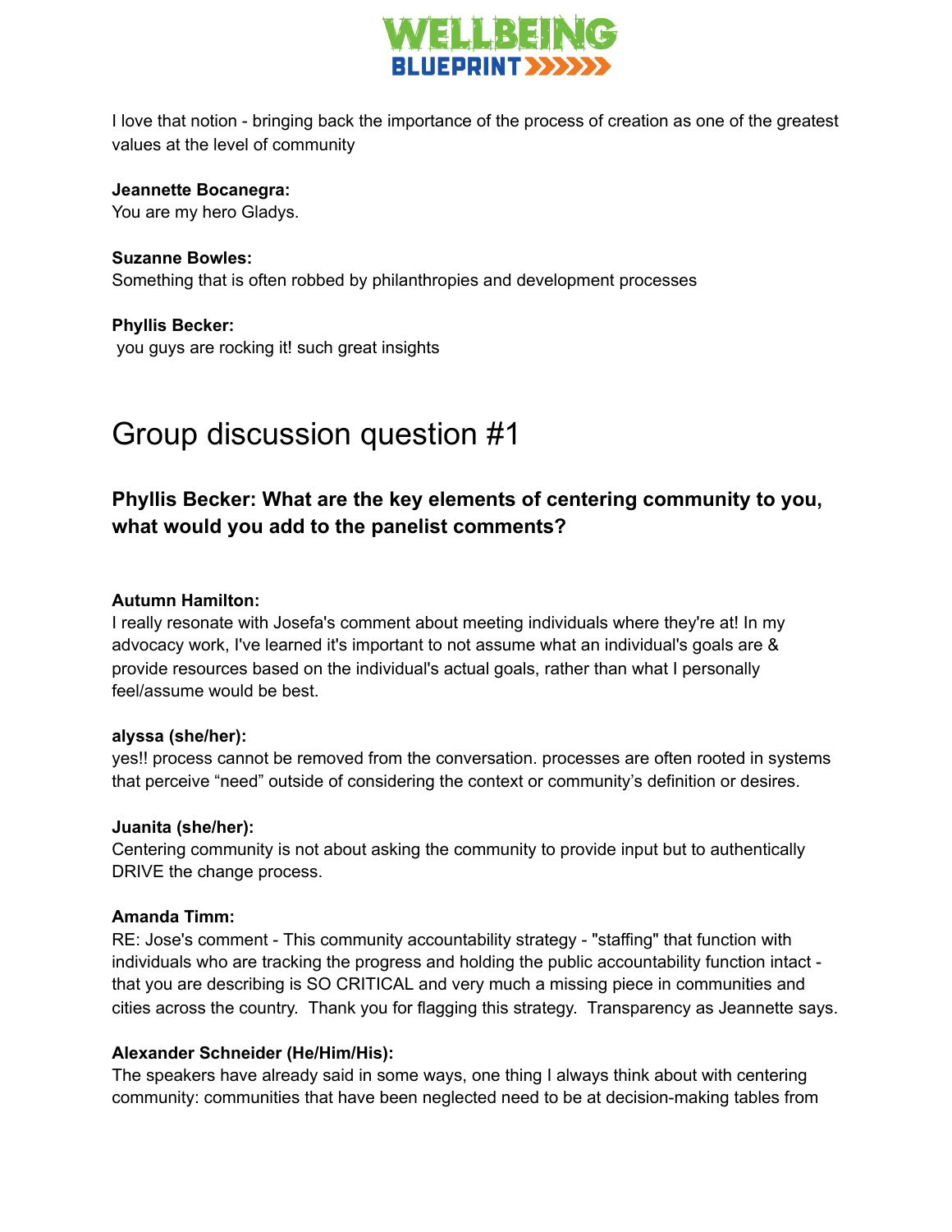I love that notion - bringing back the importance of the process of creation as one of the greatest values at the level of community

**Jeannette Bocanegra:**
You are my hero Gladys.

**Suzanne Bowles:**
Something that is often robbed by philanthropies and development processes

**Phyllis Becker:**
you guys are rocking it! such great insights

# Group discussion question #1

### Phyllis Becker: What are the key elements of centering community to you, what would you add to the panelist comments?

**Autumn Hamilton:**
I really resonate with Josefa's comment about meeting individuals where they're at! In my advocacy work, I've learned it's important to not assume what an individual's goals are & provide resources based on the individual's actual goals, rather than what I personally feel/assume would be best.

**alyssa (she/her):**
yes!! process cannot be removed from the conversation. processes are often rooted in systems that perceive "need" outside of considering the context or community's definition or desires.

**Juanita (she/her):**
Centering community is not about asking the community to provide input but to authentically DRIVE the change process.

**Amanda Timm:**
RE: Jose's comment - This community accountability strategy - "staffing" that function with individuals who are tracking the progress and holding the public accountability function intact - that you are describing is SO CRITICAL and very much a missing piece in communities and cities across the country. Thank you for flagging this strategy. Transparency as Jeannette says.

**Alexander Schneider (He/Him/His):**
The speakers have already said in some ways, one thing I always think about with centering community: communities that have been neglected need to be at decision-making tables from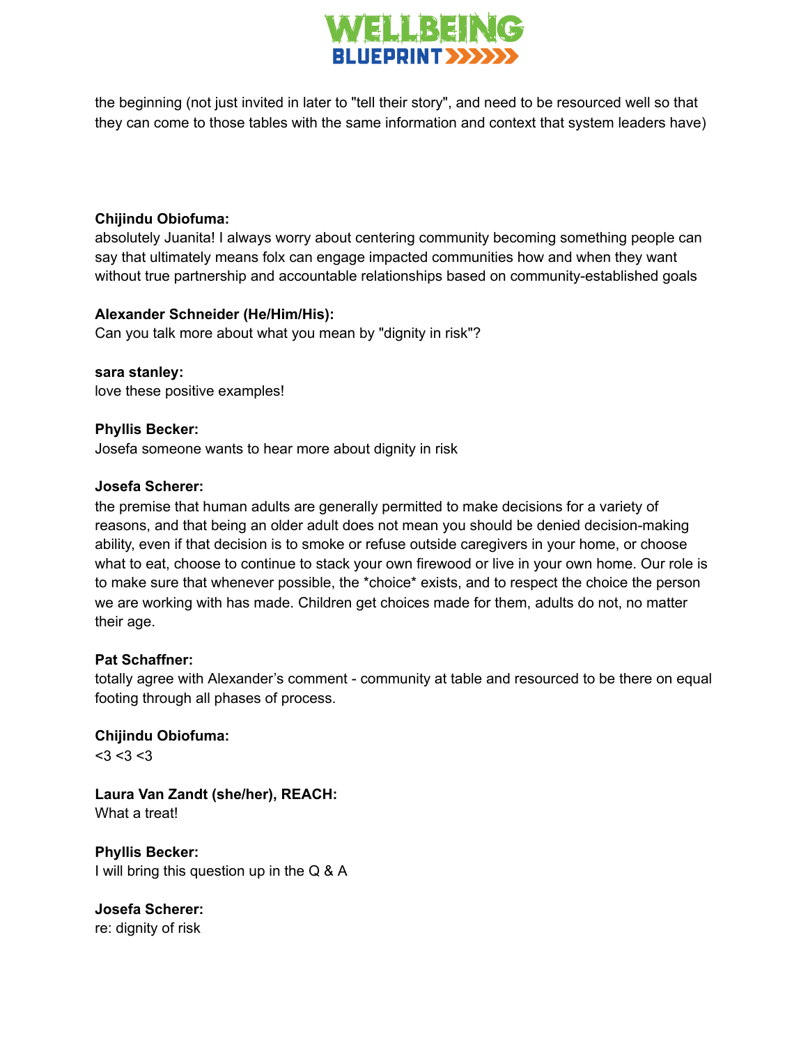the beginning (not just invited in later to "tell their story", and need to be resourced well so that they can come to those tables with the same information and context that system leaders have)

**Chijindu Obiofuma:**
absolutely Juanita! I always worry about centering community becoming something people can say that ultimately means folx can engage impacted communities how and when they want without true partnership and accountable relationships based on community-established goals

**Alexander Schneider (He/Him/His):**
Can you talk more about what you mean by "dignity in risk"?

**sara stanley:**
love these positive examples!

**Phyllis Becker:**
Josefa someone wants to hear more about dignity in risk

**Josefa Scherer:**
the premise that human adults are generally permitted to make decisions for a variety of reasons, and that being an older adult does not mean you should be denied decision-making ability, even if that decision is to smoke or refuse outside caregivers in your home, or choose what to eat, choose to continue to stack your own firewood or live in your own home. Our role is to make sure that whenever possible, the *choice* exists, and to respect the choice the person we are working with has made. Children get choices made for them, adults do not, no matter their age.

**Pat Schaffner:**
totally agree with Alexander's comment - community at table and resourced to be there on equal footing through all phases of process.

**Chijindu Obiofuma:**
<3 <3 <3

**Laura Van Zandt (she/her), REACH:**
What a treat!

**Phyllis Becker:**
I will bring this question up in the Q & A

**Josefa Scherer:**
re: dignity of risk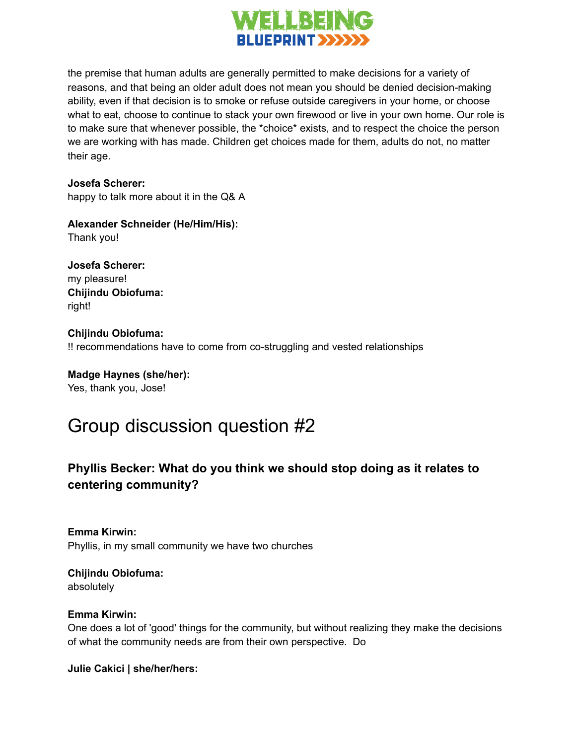the premise that human adults are generally permitted to make decisions for a variety of reasons, and that being an older adult does not mean you should be denied decision-making ability, even if that decision is to smoke or refuse outside caregivers in your home, or choose what to eat, choose to continue to stack your own firewood or live in your own home. Our role is to make sure that whenever possible, the *choice* exists, and to respect the choice the person we are working with has made. Children get choices made for them, adults do not, no matter their age.

**Josefa Scherer:**
happy to talk more about it in the Q& A

**Alexander Schneider (He/Him/His):**
Thank you!

**Josefa Scherer:**
my pleasure!

**Chijindu Obiofuma:**
right!

**Chijindu Obiofuma:**
!! recommendations have to come from co-struggling and vested relationships

**Madge Haynes (she/her):**
Yes, thank you, Jose!

# Group discussion question #2

### Phyllis Becker: What do you think we should stop doing as it relates to centering community?

**Emma Kirwin:**
Phyllis, in my small community we have two churches

**Chijindu Obiofuma:**
absolutely

**Emma Kirwin:**
One does a lot of 'good' things for the community, but without realizing they make the decisions of what the community needs are from their own perspective.  Do

**Julie Cakici | she/her/hers:**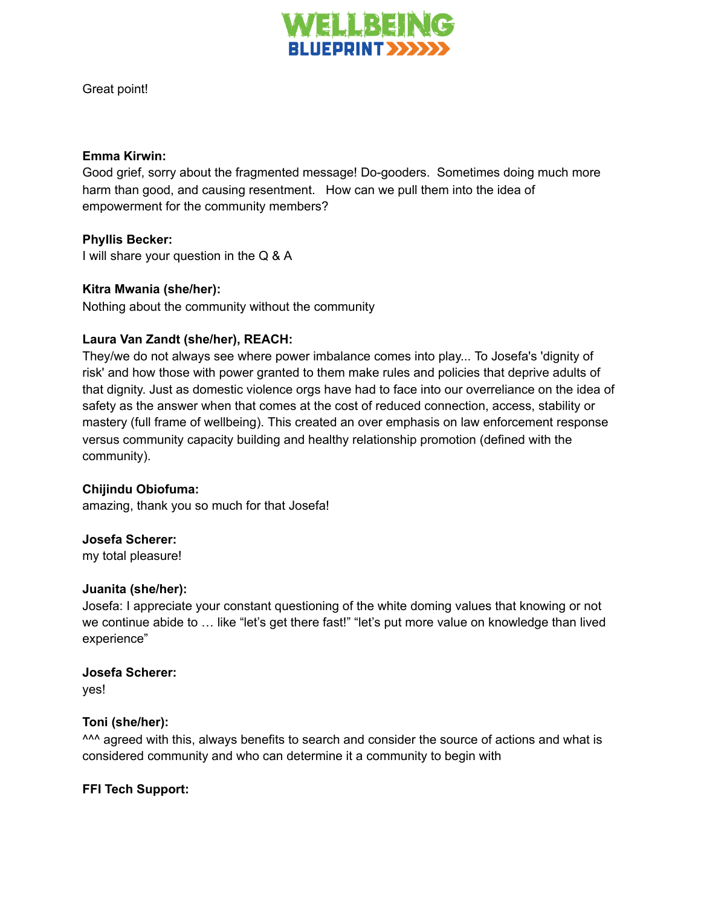Great point!

**Emma Kirwin:**
Good grief, sorry about the fragmented message! Do-gooders. Sometimes doing much more harm than good, and causing resentment. How can we pull them into the idea of empowerment for the community members?

**Phyllis Becker:**
I will share your question in the Q & A

**Kitra Mwania (she/her):**
Nothing about the community without the community

**Laura Van Zandt (she/her), REACH:**
They/we do not always see where power imbalance comes into play... To Josefa's 'dignity of risk' and how those with power granted to them make rules and policies that deprive adults of that dignity. Just as domestic violence orgs have had to face into our overreliance on the idea of safety as the answer when that comes at the cost of reduced connection, access, stability or mastery (full frame of wellbeing). This created an over emphasis on law enforcement response versus community capacity building and healthy relationship promotion (defined with the community).

**Chijindu Obiofuma:**
amazing, thank you so much for that Josefa!

**Josefa Scherer:**
my total pleasure!

**Juanita (she/her):**
Josefa: I appreciate your constant questioning of the white doming values that knowing or not we continue abide to … like "let's get there fast!" "let's put more value on knowledge than lived experience"

**Josefa Scherer:**
yes!

**Toni (she/her):**
^^^ agreed with this, always benefits to search and consider the source of actions and what is considered community and who can determine it a community to begin with

**FFI Tech Support:**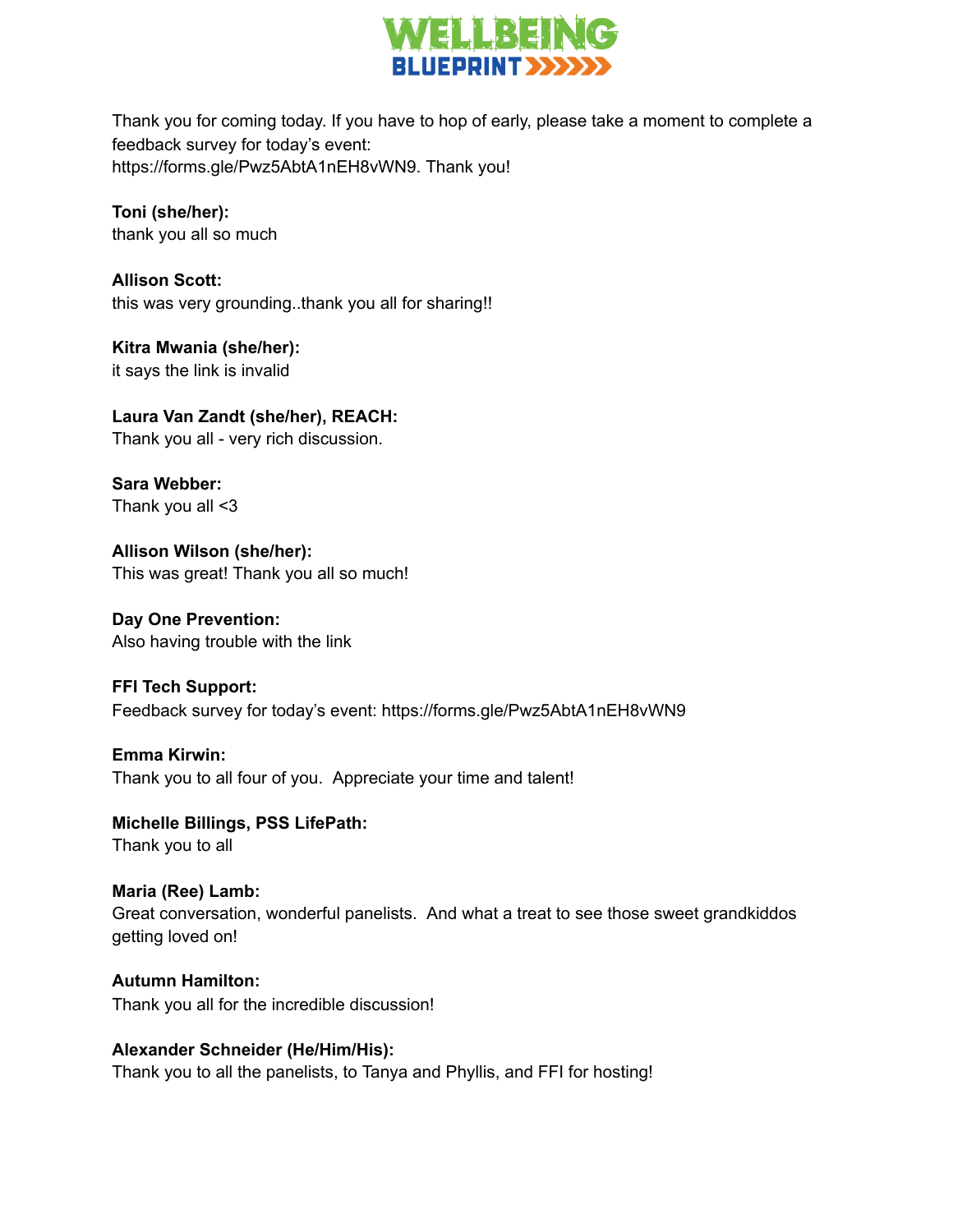Thank you for coming today. If you have to hop of early, please take a moment to complete a feedback survey for today's event: https://forms.gle/Pwz5AbtA1nEH8vWN9. Thank you!

**Toni (she/her):**
thank you all so much

**Allison Scott:**
this was very grounding..thank you all for sharing!!

**Kitra Mwania (she/her):**
it says the link is invalid

**Laura Van Zandt (she/her), REACH:**
Thank you all - very rich discussion.

**Sara Webber:**
Thank you all <3

**Allison Wilson (she/her):**
This was great! Thank you all so much!

**Day One Prevention:**
Also having trouble with the link

**FFI Tech Support:**
Feedback survey for today's event: https://forms.gle/Pwz5AbtA1nEH8vWN9

**Emma Kirwin:**
Thank you to all four of you. Appreciate your time and talent!

**Michelle Billings, PSS LifePath:**
Thank you to all

**Maria (Ree) Lamb:**
Great conversation, wonderful panelists. And what a treat to see those sweet grandkiddos getting loved on!

**Autumn Hamilton:**
Thank you all for the incredible discussion!

**Alexander Schneider (He/Him/His):**
Thank you to all the panelists, to Tanya and Phyllis, and FFI for hosting!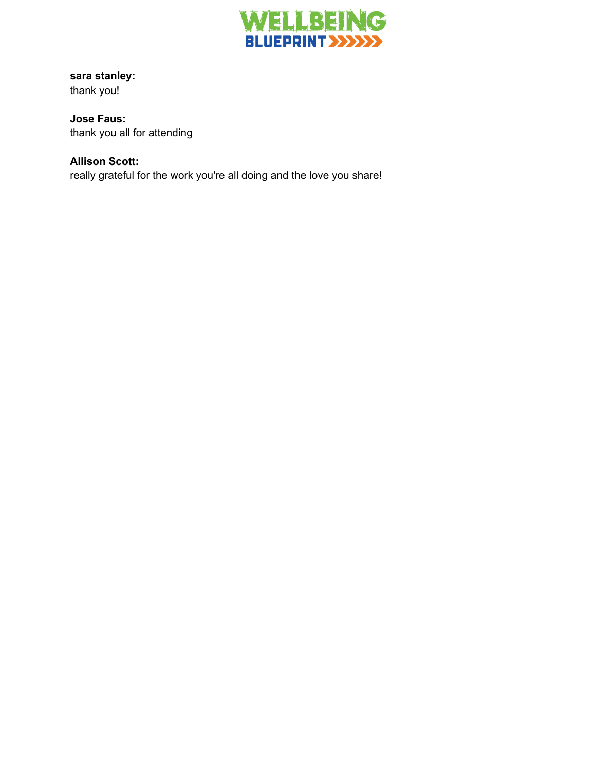**sara stanley:**
thank you!

**Jose Faus:**
thank you all for attending

**Allison Scott:**
really grateful for the work you're all doing and the love you share!